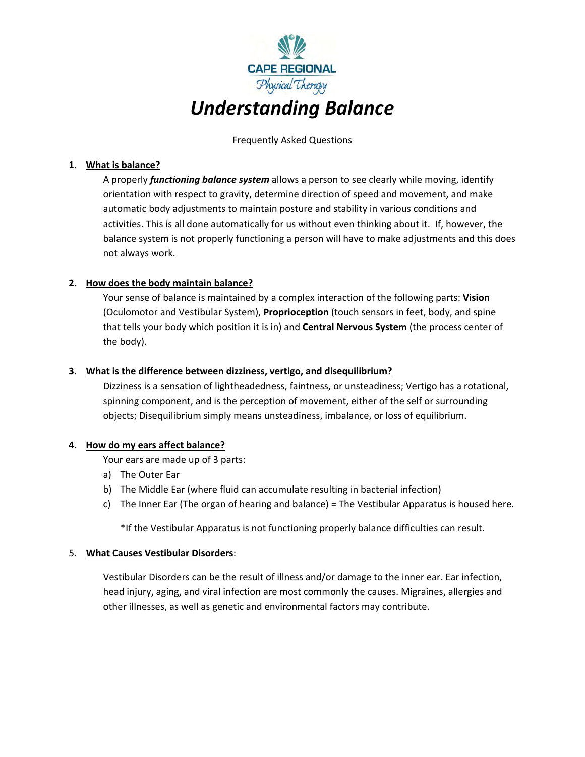CAPE REGIONAL

*Physical Therapy*

# *Understanding Balance*

Frequently Asked Questions

1. **What is balance?**

   A properly ***functioning balance system*** allows a person to see clearly while moving, identify orientation with respect to gravity, determine direction of speed and movement, and make automatic body adjustments to maintain posture and stability in various conditions and activities. This is all done automatically for us without even thinking about it. If, however, the balance system is not properly functioning a person will have to make adjustments and this does not always work.

2. **How does the body maintain balance?**

   Your sense of balance is maintained by a complex interaction of the following parts: **Vision** (Oculomotor and Vestibular System), **Proprioception** (touch sensors in feet, body, and spine that tells your body which position it is in) and **Central Nervous System** (the process center of the body).

3. **What is the difference between dizziness, vertigo, and disequilibrium?**

   Dizziness is a sensation of lightheadedness, faintness, or unsteadiness; Vertigo has a rotational, spinning component, and is the perception of movement, either of the self or surrounding objects; Disequilibrium simply means unsteadiness, imbalance, or loss of equilibrium.

4. **How do my ears affect balance?**

   Your ears are made up of 3 parts:

   a) The Outer Ear
   b) The Middle Ear (where fluid can accumulate resulting in bacterial infection)
   c) The Inner Ear (The organ of hearing and balance) = The Vestibular Apparatus is housed here.

   *If the Vestibular Apparatus is not functioning properly balance difficulties can result.

5. **What Causes Vestibular Disorders**:

   Vestibular Disorders can be the result of illness and/or damage to the inner ear. Ear infection, head injury, aging, and viral infection are most commonly the causes. Migraines, allergies and other illnesses, as well as genetic and environmental factors may contribute.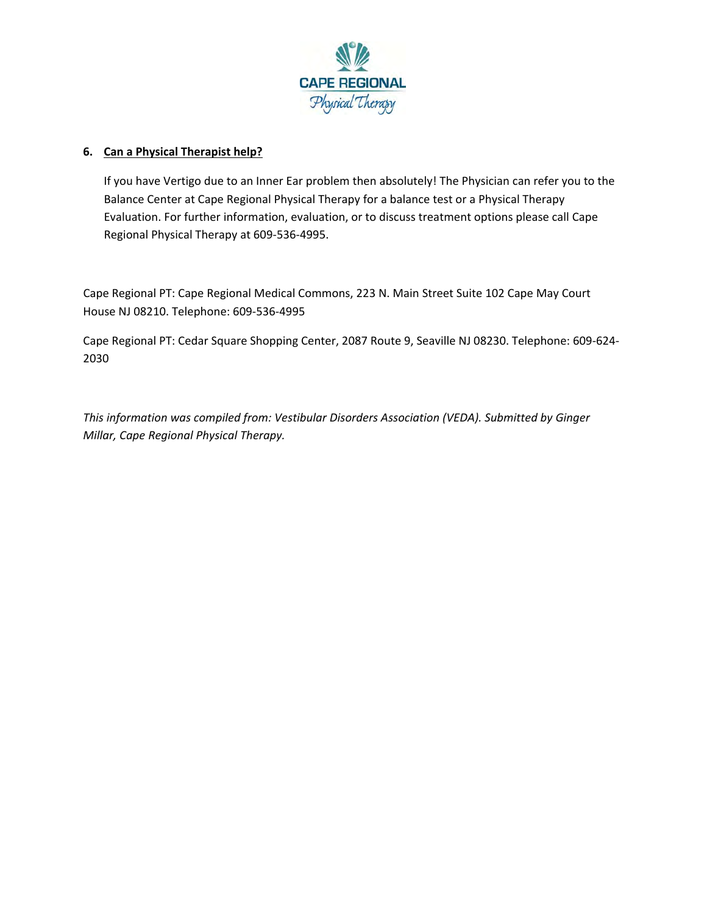6. **Can a Physical Therapist help?**

   If you have Vertigo due to an Inner Ear problem then absolutely! The Physician can refer you to the Balance Center at Cape Regional Physical Therapy for a balance test or a Physical Therapy Evaluation. For further information, evaluation, or to discuss treatment options please call Cape Regional Physical Therapy at 609-536-4995.

Cape Regional PT: Cape Regional Medical Commons, 223 N. Main Street Suite 102 Cape May Court House NJ 08210. Telephone: 609-536-4995

Cape Regional PT: Cedar Square Shopping Center, 2087 Route 9, Seaville NJ 08230. Telephone: 609-624-2030

*This information was compiled from: Vestibular Disorders Association (VEDA). Submitted by Ginger Millar, Cape Regional Physical Therapy.*